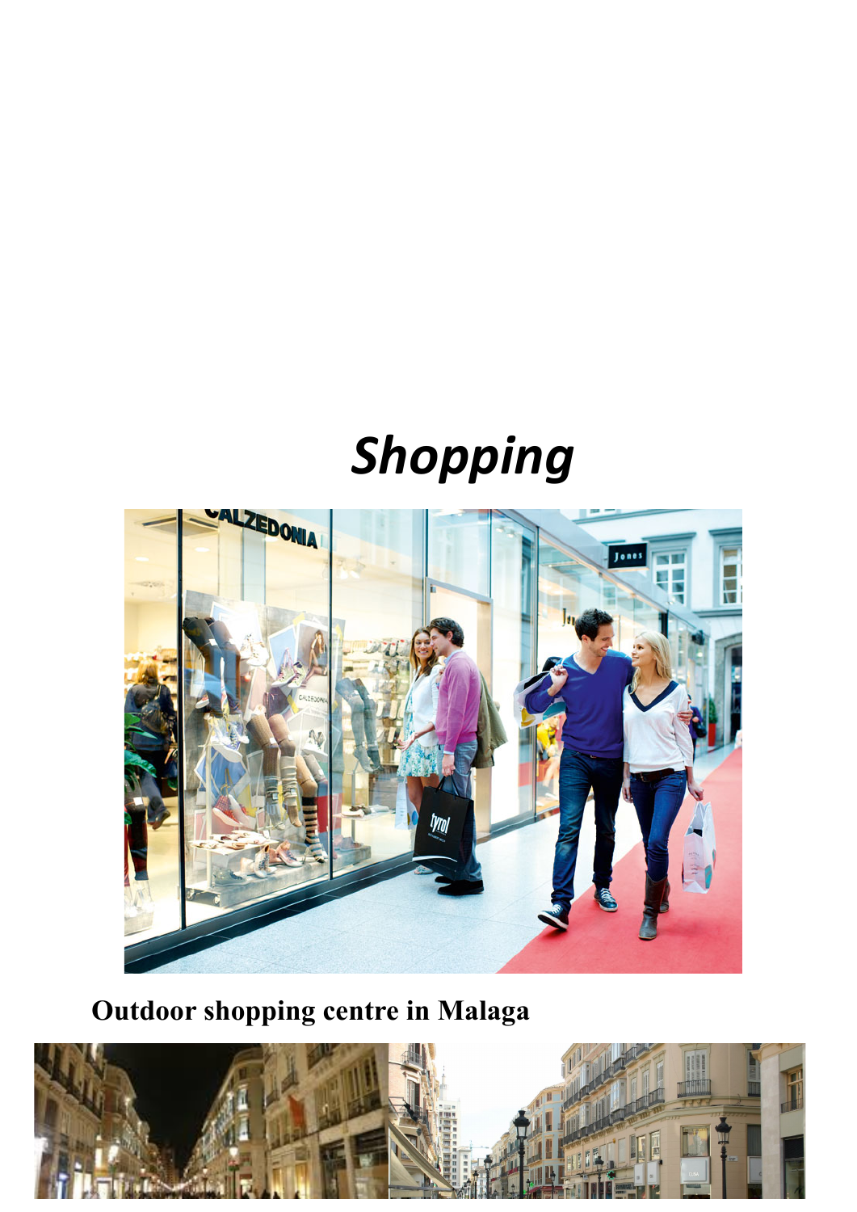# *Shopping*

**Outdoor shopping centre in Malaga**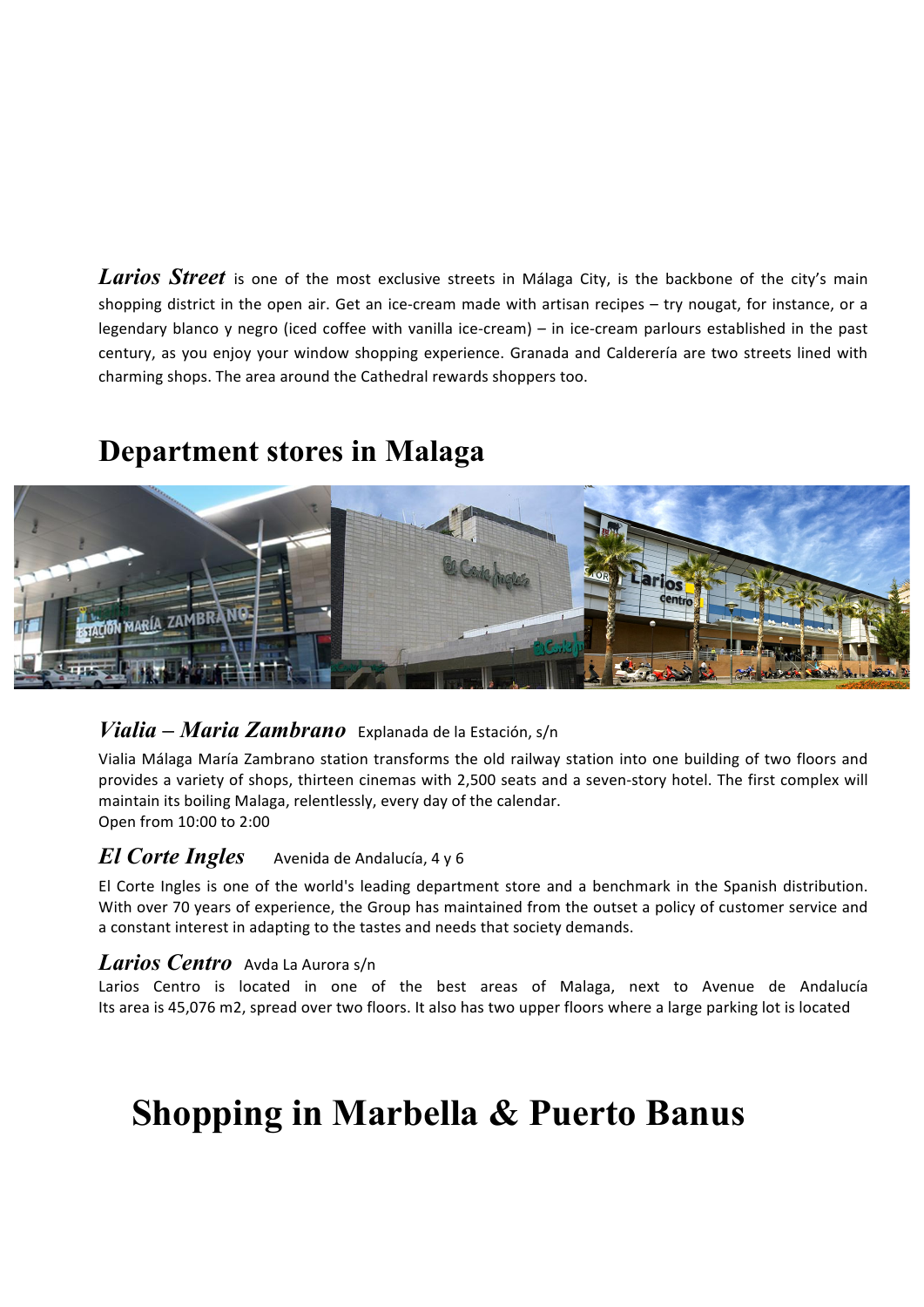***Larios Street*** is one of the most exclusive streets in Málaga City, is the backbone of the city's main shopping district in the open air. Get an ice-cream made with artisan recipes – try nougat, for instance, or a legendary blanco y negro (iced coffee with vanilla ice-cream) – in ice-cream parlours established in the past century, as you enjoy your window shopping experience. Granada and Calderería are two streets lined with charming shops. The area around the Cathedral rewards shoppers too.

## Department stores in Malaga

### *Vialia – Maria Zambrano* Explanada de la Estación, s/n

Vialia Málaga María Zambrano station transforms the old railway station into one building of two floors and provides a variety of shops, thirteen cinemas with 2,500 seats and a seven-story hotel. The first complex will maintain its boiling Malaga, relentlessly, every day of the calendar.
Open from 10:00 to 2:00

### *El Corte Ingles* Avenida de Andalucía, 4 y 6

El Corte Ingles is one of the world's leading department store and a benchmark in the Spanish distribution. With over 70 years of experience, the Group has maintained from the outset a policy of customer service and a constant interest in adapting to the tastes and needs that society demands.

### *Larios Centro* Avda La Aurora s/n

Larios Centro is located in one of the best areas of Malaga, next to Avenue de Andalucía
Its area is 45,076 m2, spread over two floors. It also has two upper floors where a large parking lot is located

# Shopping in Marbella & Puerto Banus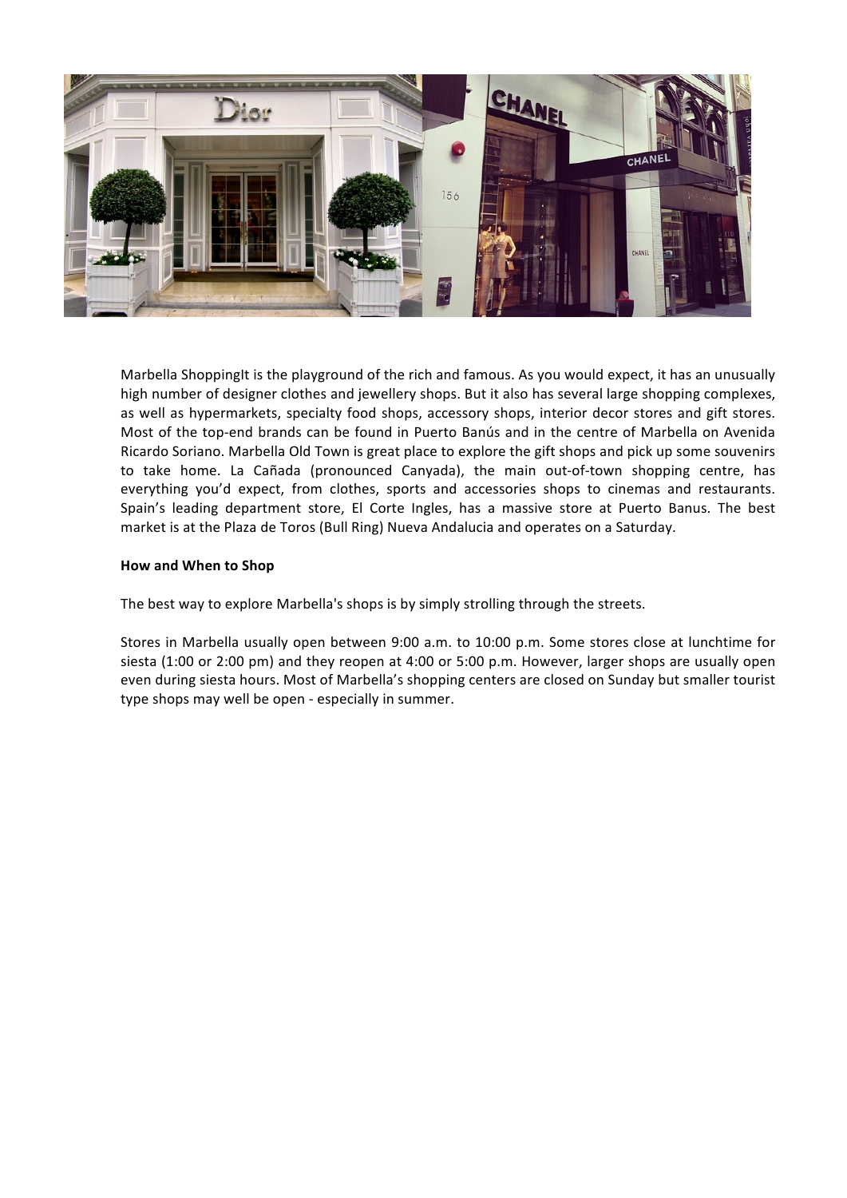Marbella ShoppingIt is the playground of the rich and famous. As you would expect, it has an unusually high number of designer clothes and jewellery shops. But it also has several large shopping complexes, as well as hypermarkets, specialty food shops, accessory shops, interior decor stores and gift stores. Most of the top-end brands can be found in Puerto Banús and in the centre of Marbella on Avenida Ricardo Soriano. Marbella Old Town is great place to explore the gift shops and pick up some souvenirs to take home. La Cañada (pronounced Canyada), the main out-of-town shopping centre, has everything you'd expect, from clothes, sports and accessories shops to cinemas and restaurants. Spain's leading department store, El Corte Ingles, has a massive store at Puerto Banus. The best market is at the Plaza de Toros (Bull Ring) Nueva Andalucia and operates on a Saturday.

**How and When to Shop**

The best way to explore Marbella's shops is by simply strolling through the streets.

Stores in Marbella usually open between 9:00 a.m. to 10:00 p.m. Some stores close at lunchtime for siesta (1:00 or 2:00 pm) and they reopen at 4:00 or 5:00 p.m. However, larger shops are usually open even during siesta hours. Most of Marbella's shopping centers are closed on Sunday but smaller tourist type shops may well be open - especially in summer.